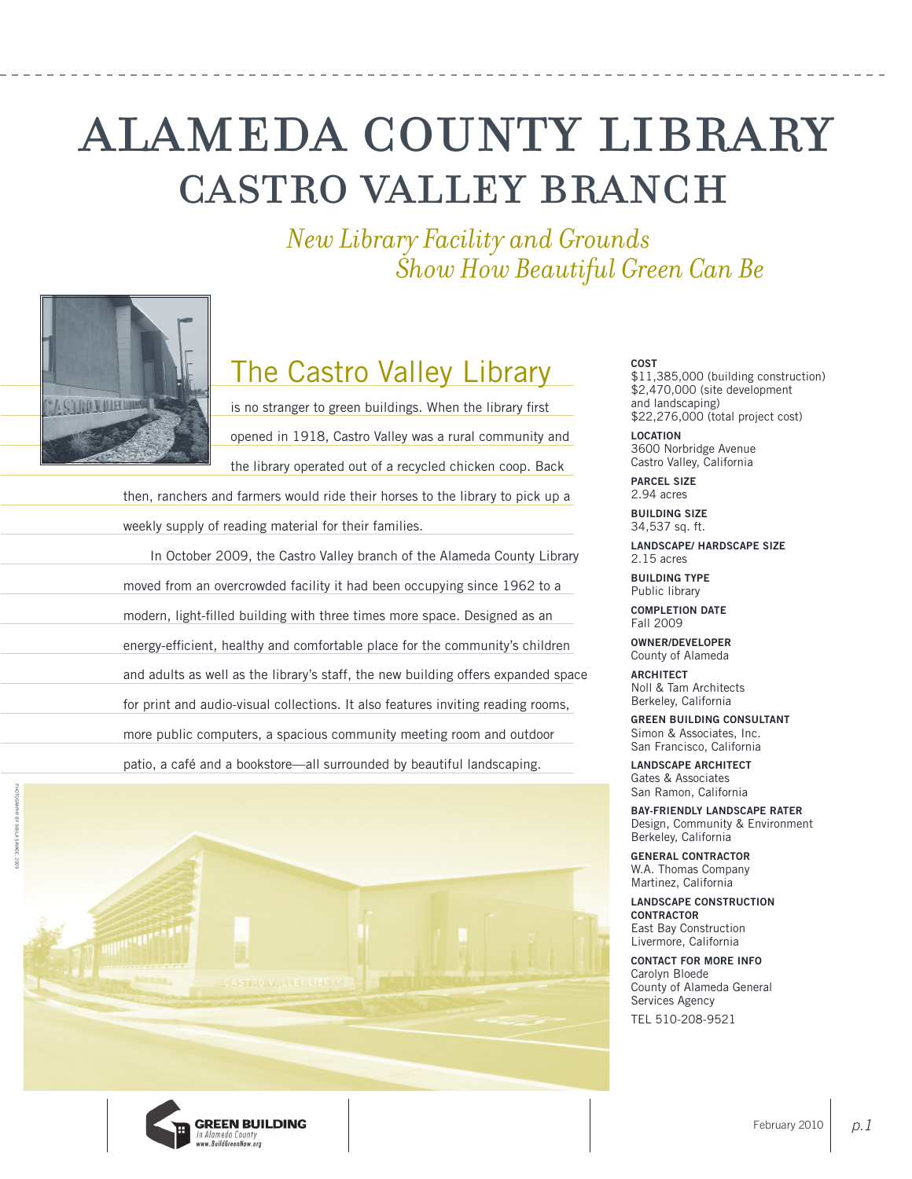# ALAMEDA COUNTY LIBRARY

## CASTRO VALLEY BRANCH

*New Library Facility and Grounds Show How Beautiful Green Can Be*

## The Castro Valley Library

is no stranger to green buildings. When the library first opened in 1918, Castro Valley was a rural community and the library operated out of a recycled chicken coop. Back then, ranchers and farmers would ride their horses to the library to pick up a weekly supply of reading material for their families.

In October 2009, the Castro Valley branch of the Alameda County Library moved from an overcrowded facility it had been occupying since 1962 to a modern, light-filled building with three times more space. Designed as an energy-efficient, healthy and comfortable place for the community's children and adults as well as the library's staff, the new building offers expanded space for print and audio-visual collections. It also features inviting reading rooms, more public computers, a spacious community meeting room and outdoor patio, a café and a bookstore—all surrounded by beautiful landscaping.

PHOTOGRAPH BY SHEILA SAVAGE, 2009

**COST**
$11,385,000 (building construction)
$2,470,000 (site development and landscaping)
$22,276,000 (total project cost)

**LOCATION**
3600 Norbridge Avenue
Castro Valley, California

**PARCEL SIZE**
2.94 acres

**BUILDING SIZE**
34,537 sq. ft.

**LANDSCAPE/ HARDSCAPE SIZE**
2.15 acres

**BUILDING TYPE**
Public library

**COMPLETION DATE**
Fall 2009

**OWNER/DEVELOPER**
County of Alameda

**ARCHITECT**
Noll & Tam Architects
Berkeley, California

**GREEN BUILDING CONSULTANT**
Simon & Associates, Inc.
San Francisco, California

**LANDSCAPE ARCHITECT**
Gates & Associates
San Ramon, California

**BAY-FRIENDLY LANDSCAPE RATER**
Design, Community & Environment
Berkeley, California

**GENERAL CONTRACTOR**
W.A. Thomas Company
Martinez, California

**LANDSCAPE CONSTRUCTION CONTRACTOR**
East Bay Construction
Livermore, California

**CONTACT FOR MORE INFO**
Carolyn Bloede
County of Alameda General Services Agency
TEL 510-208-9521

GREEN BUILDING in Alameda County
www.BuildGreenNow.org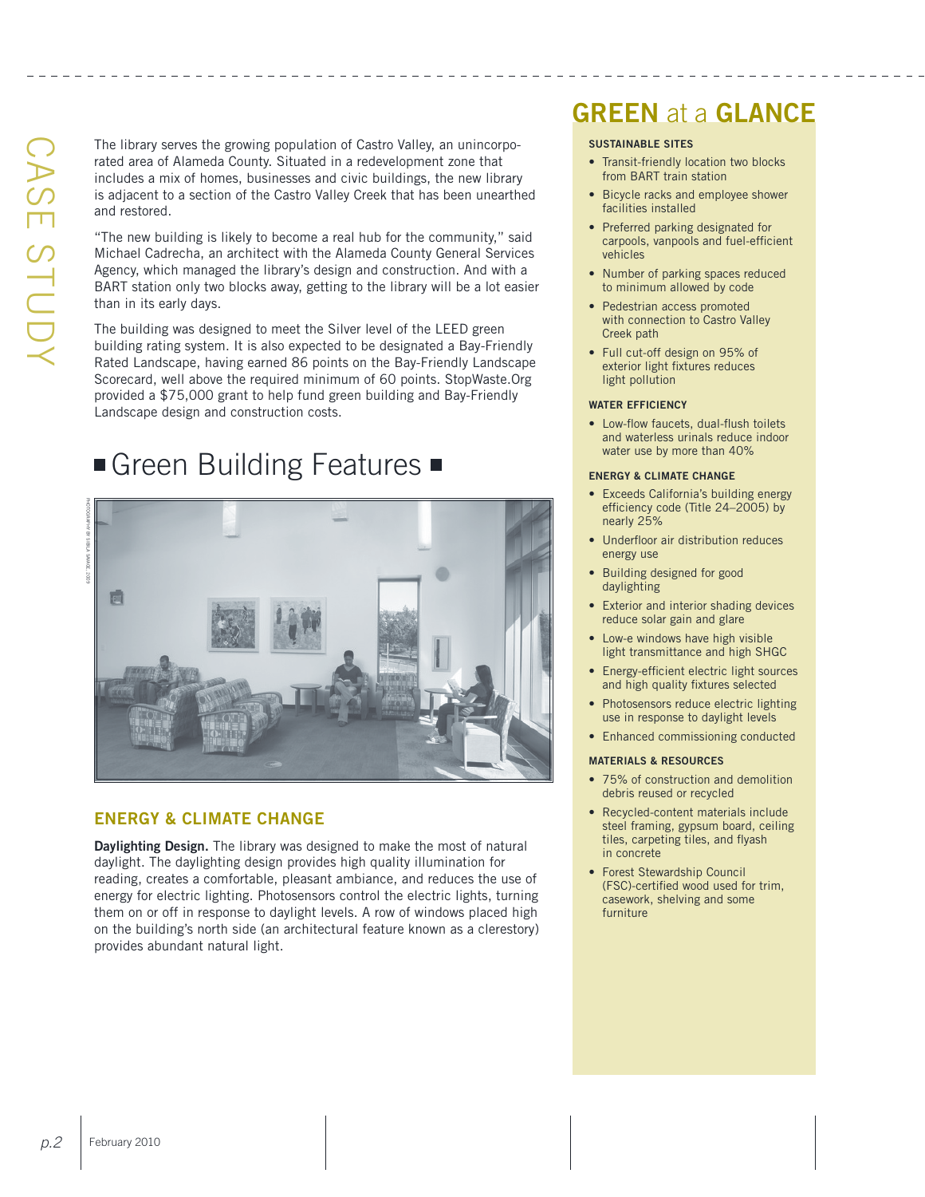The library serves the growing population of Castro Valley, an unincorporated area of Alameda County. Situated in a redevelopment zone that includes a mix of homes, businesses and civic buildings, the new library is adjacent to a section of the Castro Valley Creek that has been unearthed and restored.

"The new building is likely to become a real hub for the community," said Michael Cadrecha, an architect with the Alameda County General Services Agency, which managed the library's design and construction. And with a BART station only two blocks away, getting to the library will be a lot easier than in its early days.

The building was designed to meet the Silver level of the LEED green building rating system. It is also expected to be designated a Bay-Friendly Rated Landscape, having earned 86 points on the Bay-Friendly Landscape Scorecard, well above the required minimum of 60 points. StopWaste.Org provided a $75,000 grant to help fund green building and Bay-Friendly Landscape design and construction costs.

## Green Building Features

### ENERGY & CLIMATE CHANGE

**Daylighting Design.** The library was designed to make the most of natural daylight. The daylighting design provides high quality illumination for reading, creates a comfortable, pleasant ambiance, and reduces the use of energy for electric lighting. Photosensors control the electric lights, turning them on or off in response to daylight levels. A row of windows placed high on the building's north side (an architectural feature known as a clerestory) provides abundant natural light.

## GREEN at a GLANCE

**SUSTAINABLE SITES**

- Transit-friendly location two blocks from BART train station
- Bicycle racks and employee shower facilities installed
- Preferred parking designated for carpools, vanpools and fuel-efficient vehicles
- Number of parking spaces reduced to minimum allowed by code
- Pedestrian access promoted with connection to Castro Valley Creek path
- Full cut-off design on 95% of exterior light fixtures reduces light pollution

**WATER EFFICIENCY**

- Low-flow faucets, dual-flush toilets and waterless urinals reduce indoor water use by more than 40%

**ENERGY & CLIMATE CHANGE**

- Exceeds California's building energy efficiency code (Title 24–2005) by nearly 25%
- Underfloor air distribution reduces energy use
- Building designed for good daylighting
- Exterior and interior shading devices reduce solar gain and glare
- Low-e windows have high visible light transmittance and high SHGC
- Energy-efficient electric light sources and high quality fixtures selected
- Photosensors reduce electric lighting use in response to daylight levels
- Enhanced commissioning conducted

**MATERIALS & RESOURCES**

- 75% of construction and demolition debris reused or recycled
- Recycled-content materials include steel framing, gypsum board, ceiling tiles, carpeting tiles, and flyash in concrete
- Forest Stewardship Council (FSC)-certified wood used for trim, casework, shelving and some furniture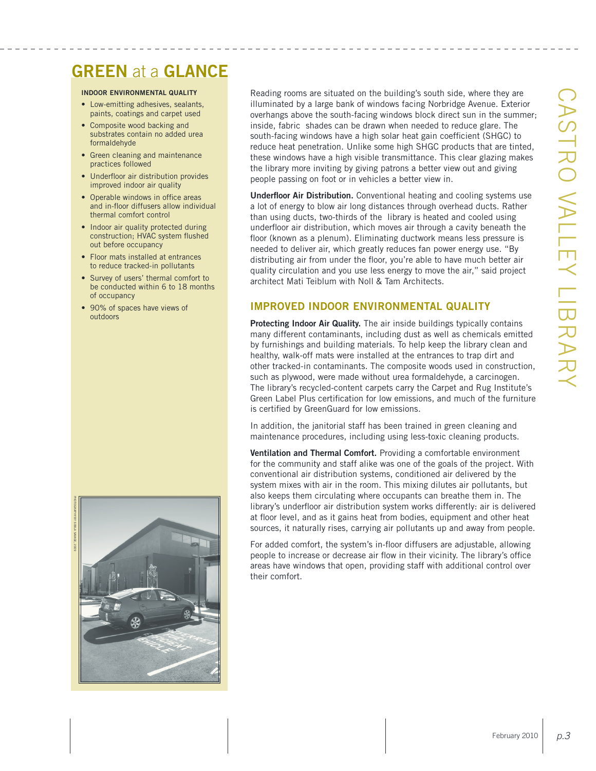## GREEN at a GLANCE

**INDOOR ENVIRONMENTAL QUALITY**

- Low-emitting adhesives, sealants, paints, coatings and carpet used
- Composite wood backing and substrates contain no added urea formaldehyde
- Green cleaning and maintenance practices followed
- Underfloor air distribution provides improved indoor air quality
- Operable windows in office areas and in-floor diffusers allow individual thermal comfort control
- Indoor air quality protected during construction; HVAC system flushed out before occupancy
- Floor mats installed at entrances to reduce tracked-in pollutants
- Survey of users' thermal comfort to be conducted within 6 to 18 months of occupancy
- 90% of spaces have views of outdoors

Reading rooms are situated on the building's south side, where they are illuminated by a large bank of windows facing Norbridge Avenue. Exterior overhangs above the south-facing windows block direct sun in the summer; inside, fabric shades can be drawn when needed to reduce glare. The south-facing windows have a high solar heat gain coefficient (SHGC) to reduce heat penetration. Unlike some high SHGC products that are tinted, these windows have a high visible transmittance. This clear glazing makes the library more inviting by giving patrons a better view out and giving people passing on foot or in vehicles a better view in.

**Underfloor Air Distribution.** Conventional heating and cooling systems use a lot of energy to blow air long distances through overhead ducts. Rather than using ducts, two-thirds of the library is heated and cooled using underfloor air distribution, which moves air through a cavity beneath the floor (known as a plenum). Eliminating ductwork means less pressure is needed to deliver air, which greatly reduces fan power energy use. "By distributing air from under the floor, you're able to have much better air quality circulation and you use less energy to move the air," said project architect Mati Teiblum with Noll & Tam Architects.

## IMPROVED INDOOR ENVIRONMENTAL QUALITY

**Protecting Indoor Air Quality.** The air inside buildings typically contains many different contaminants, including dust as well as chemicals emitted by furnishings and building materials. To help keep the library clean and healthy, walk-off mats were installed at the entrances to trap dirt and other tracked-in contaminants. The composite woods used in construction, such as plywood, were made without urea formaldehyde, a carcinogen. The library's recycled-content carpets carry the Carpet and Rug Institute's Green Label Plus certification for low emissions, and much of the furniture is certified by GreenGuard for low emissions.

In addition, the janitorial staff has been trained in green cleaning and maintenance procedures, including using less-toxic cleaning products.

**Ventilation and Thermal Comfort.** Providing a comfortable environment for the community and staff alike was one of the goals of the project. With conventional air distribution systems, conditioned air delivered by the system mixes with air in the room. This mixing dilutes air pollutants, but also keeps them circulating where occupants can breathe them in. The library's underfloor air distribution system works differently: air is delivered at floor level, and as it gains heat from bodies, equipment and other heat sources, it naturally rises, carrying air pollutants up and away from people.

For added comfort, the system's in-floor diffusers are adjustable, allowing people to increase or decrease air flow in their vicinity. The library's office areas have windows that open, providing staff with additional control over their comfort.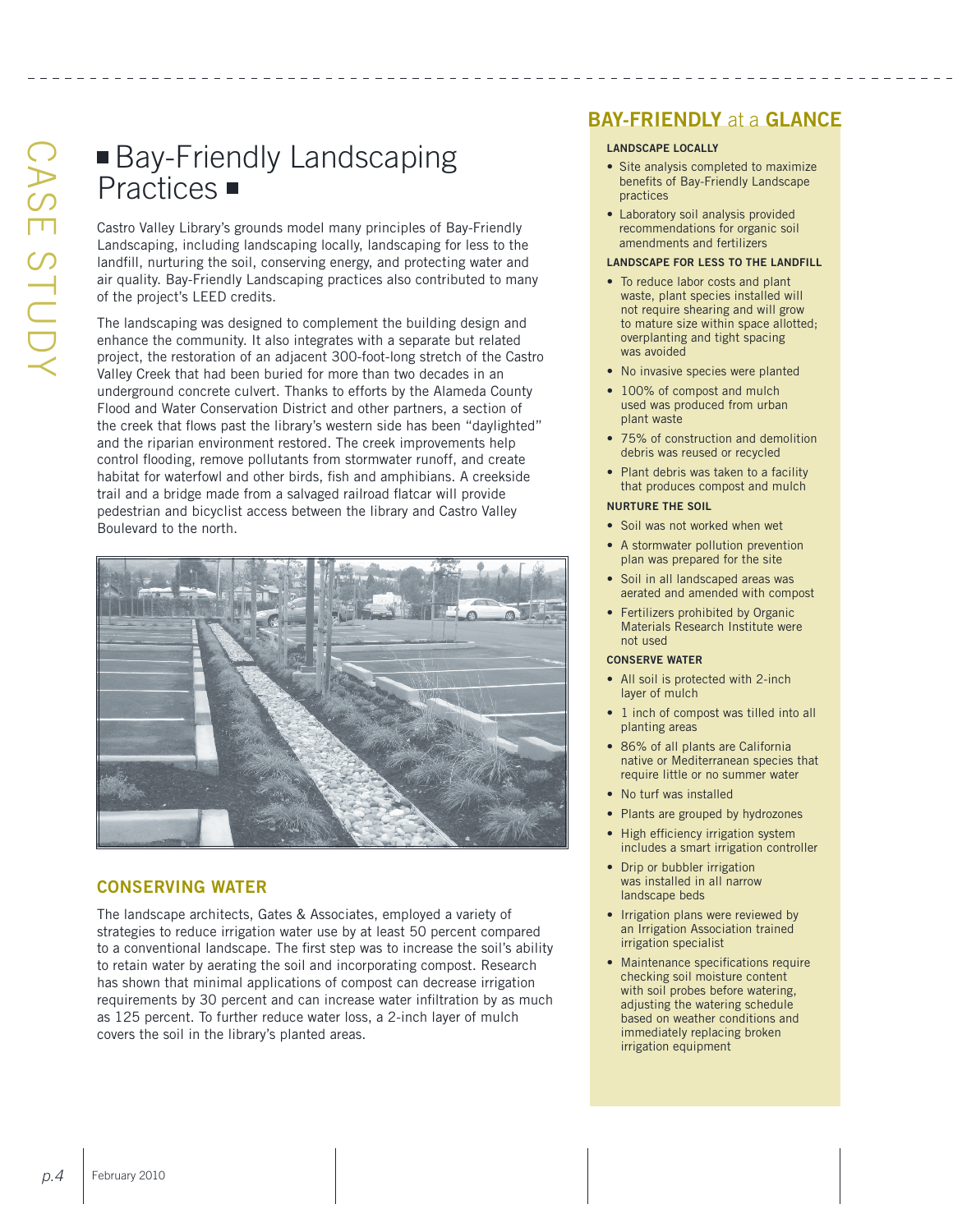## Bay-Friendly Landscaping Practices

Castro Valley Library's grounds model many principles of Bay-Friendly Landscaping, including landscaping locally, landscaping for less to the landfill, nurturing the soil, conserving energy, and protecting water and air quality. Bay-Friendly Landscaping practices also contributed to many of the project's LEED credits.

The landscaping was designed to complement the building design and enhance the community. It also integrates with a separate but related project, the restoration of an adjacent 300-foot-long stretch of the Castro Valley Creek that had been buried for more than two decades in an underground concrete culvert. Thanks to efforts by the Alameda County Flood and Water Conservation District and other partners, a section of the creek that flows past the library's western side has been "daylighted" and the riparian environment restored. The creek improvements help control flooding, remove pollutants from stormwater runoff, and create habitat for waterfowl and other birds, fish and amphibians. A creekside trail and a bridge made from a salvaged railroad flatcar will provide pedestrian and bicyclist access between the library and Castro Valley Boulevard to the north.

### CONSERVING WATER

The landscape architects, Gates & Associates, employed a variety of strategies to reduce irrigation water use by at least 50 percent compared to a conventional landscape. The first step was to increase the soil's ability to retain water by aerating the soil and incorporating compost. Research has shown that minimal applications of compost can decrease irrigation requirements by 30 percent and can increase water infiltration by as much as 125 percent. To further reduce water loss, a 2-inch layer of mulch covers the soil in the library's planted areas.

## BAY-FRIENDLY at a GLANCE

**LANDSCAPE LOCALLY**

- Site analysis completed to maximize benefits of Bay-Friendly Landscape practices
- Laboratory soil analysis provided recommendations for organic soil amendments and fertilizers

**LANDSCAPE FOR LESS TO THE LANDFILL**

- To reduce labor costs and plant waste, plant species installed will not require shearing and will grow to mature size within space allotted; overplanting and tight spacing was avoided
- No invasive species were planted
- 100% of compost and mulch used was produced from urban plant waste
- 75% of construction and demolition debris was reused or recycled
- Plant debris was taken to a facility that produces compost and mulch

**NURTURE THE SOIL**

- Soil was not worked when wet
- A stormwater pollution prevention plan was prepared for the site
- Soil in all landscaped areas was aerated and amended with compost
- Fertilizers prohibited by Organic Materials Research Institute were not used

**CONSERVE WATER**

- All soil is protected with 2-inch layer of mulch
- 1 inch of compost was tilled into all planting areas
- 86% of all plants are California native or Mediterranean species that require little or no summer water
- No turf was installed
- Plants are grouped by hydrozones
- High efficiency irrigation system includes a smart irrigation controller
- Drip or bubbler irrigation was installed in all narrow landscape beds
- Irrigation plans were reviewed by an Irrigation Association trained irrigation specialist
- Maintenance specifications require checking soil moisture content with soil probes before watering, adjusting the watering schedule based on weather conditions and immediately replacing broken irrigation equipment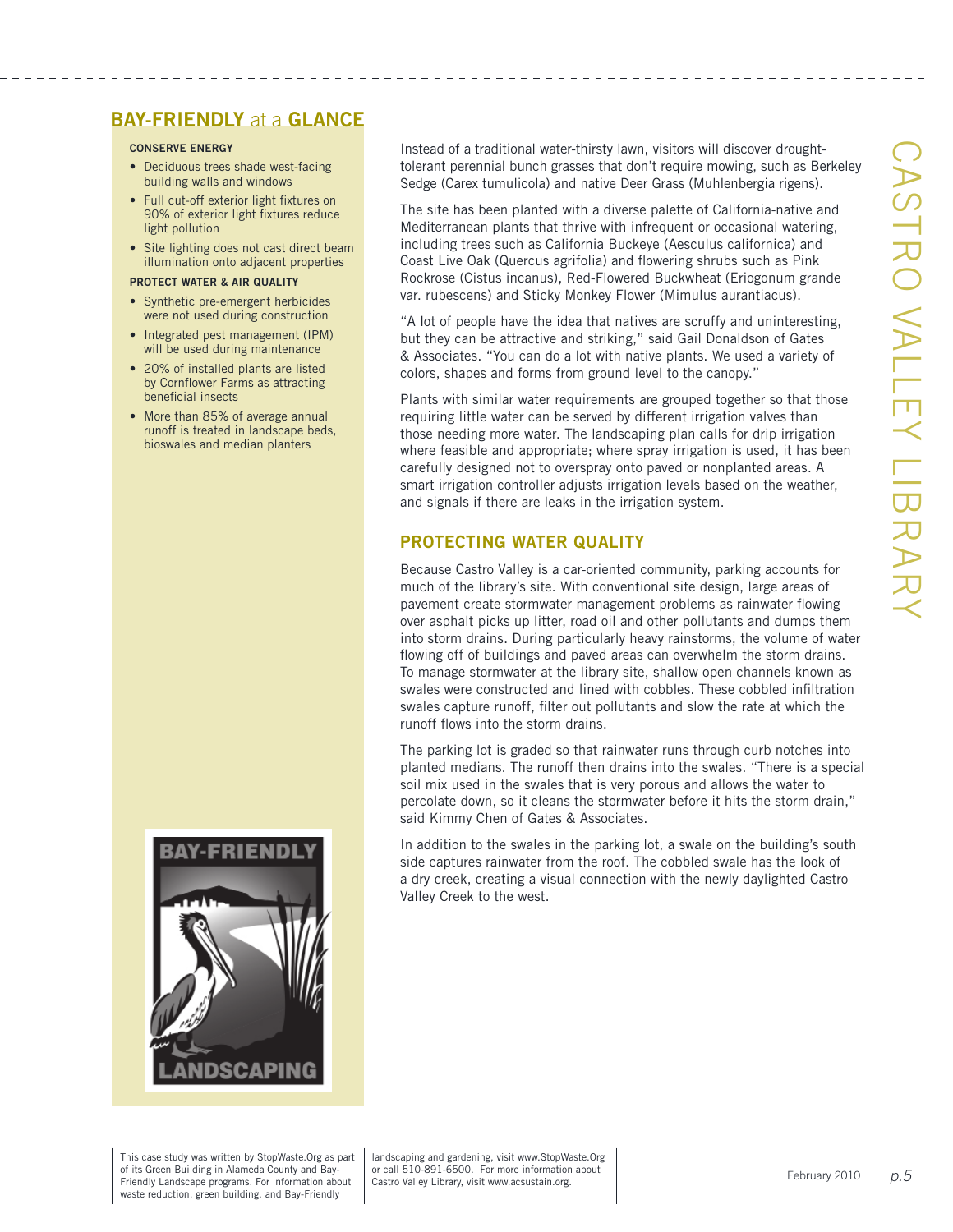## BAY-FRIENDLY at a GLANCE

**CONSERVE ENERGY**

- Deciduous trees shade west-facing building walls and windows
- Full cut-off exterior light fixtures on 90% of exterior light fixtures reduce light pollution
- Site lighting does not cast direct beam illumination onto adjacent properties

**PROTECT WATER & AIR QUALITY**

- Synthetic pre-emergent herbicides were not used during construction
- Integrated pest management (IPM) will be used during maintenance
- 20% of installed plants are listed by Cornflower Farms as attracting beneficial insects
- More than 85% of average annual runoff is treated in landscape beds, bioswales and median planters

Instead of a traditional water-thirsty lawn, visitors will discover drought-tolerant perennial bunch grasses that don't require mowing, such as Berkeley Sedge (Carex tumulicola) and native Deer Grass (Muhlenbergia rigens).

The site has been planted with a diverse palette of California-native and Mediterranean plants that thrive with infrequent or occasional watering, including trees such as California Buckeye (Aesculus californica) and Coast Live Oak (Quercus agrifolia) and flowering shrubs such as Pink Rockrose (Cistus incanus), Red-Flowered Buckwheat (Eriogonum grande var. rubescens) and Sticky Monkey Flower (Mimulus aurantiacus).

"A lot of people have the idea that natives are scruffy and uninteresting, but they can be attractive and striking," said Gail Donaldson of Gates & Associates. "You can do a lot with native plants. We used a variety of colors, shapes and forms from ground level to the canopy."

Plants with similar water requirements are grouped together so that those requiring little water can be served by different irrigation valves than those needing more water. The landscaping plan calls for drip irrigation where feasible and appropriate; where spray irrigation is used, it has been carefully designed not to overspray onto paved or nonplanted areas. A smart irrigation controller adjusts irrigation levels based on the weather, and signals if there are leaks in the irrigation system.

## PROTECTING WATER QUALITY

Because Castro Valley is a car-oriented community, parking accounts for much of the library's site. With conventional site design, large areas of pavement create stormwater management problems as rainwater flowing over asphalt picks up litter, road oil and other pollutants and dumps them into storm drains. During particularly heavy rainstorms, the volume of water flowing off of buildings and paved areas can overwhelm the storm drains. To manage stormwater at the library site, shallow open channels known as swales were constructed and lined with cobbles. These cobbled infiltration swales capture runoff, filter out pollutants and slow the rate at which the runoff flows into the storm drains.

The parking lot is graded so that rainwater runs through curb notches into planted medians. The runoff then drains into the swales. "There is a special soil mix used in the swales that is very porous and allows the water to percolate down, so it cleans the stormwater before it hits the storm drain," said Kimmy Chen of Gates & Associates.

In addition to the swales in the parking lot, a swale on the building's south side captures rainwater from the roof. The cobbled swale has the look of a dry creek, creating a visual connection with the newly daylighted Castro Valley Creek to the west.

BAY-FRIENDLY LANDSCAPING

This case study was written by StopWaste.Org as part of its Green Building in Alameda County and Bay-Friendly Landscape programs. For information about waste reduction, green building, and Bay-Friendly landscaping and gardening, visit www.StopWaste.Org or call 510-891-6500. For more information about Castro Valley Library, visit www.acsustain.org.

February 2010